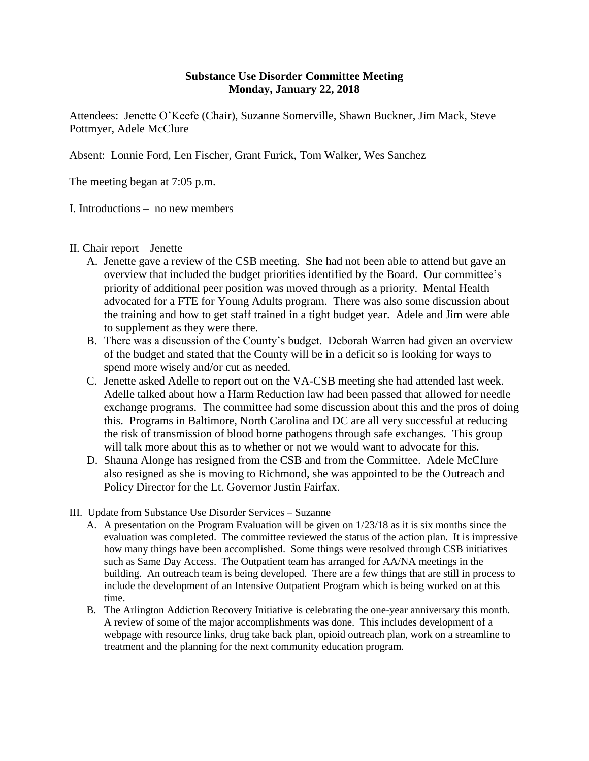# Substance Use Disorder Committee Meeting
## Monday, January 22, 2018

Attendees: Jenette O'Keefe (Chair), Suzanne Somerville, Shawn Buckner, Jim Mack, Steve Pottmyer, Adele McClure

Absent: Lonnie Ford, Len Fischer, Grant Furick, Tom Walker, Wes Sanchez

The meeting began at 7:05 p.m.

I. Introductions – no new members

II. Chair report – Jenette

A. Jenette gave a review of the CSB meeting. She had not been able to attend but gave an overview that included the budget priorities identified by the Board. Our committee's priority of additional peer position was moved through as a priority. Mental Health advocated for a FTE for Young Adults program. There was also some discussion about the training and how to get staff trained in a tight budget year. Adele and Jim were able to supplement as they were there.

B. There was a discussion of the County's budget. Deborah Warren had given an overview of the budget and stated that the County will be in a deficit so is looking for ways to spend more wisely and/or cut as needed.

C. Jenette asked Adelle to report out on the VA-CSB meeting she had attended last week. Adelle talked about how a Harm Reduction law had been passed that allowed for needle exchange programs. The committee had some discussion about this and the pros of doing this. Programs in Baltimore, North Carolina and DC are all very successful at reducing the risk of transmission of blood borne pathogens through safe exchanges. This group will talk more about this as to whether or not we would want to advocate for this.

D. Shauna Alonge has resigned from the CSB and from the Committee. Adele McClure also resigned as she is moving to Richmond, she was appointed to be the Outreach and Policy Director for the Lt. Governor Justin Fairfax.

III. Update from Substance Use Disorder Services – Suzanne

A. A presentation on the Program Evaluation will be given on 1/23/18 as it is six months since the evaluation was completed. The committee reviewed the status of the action plan. It is impressive how many things have been accomplished. Some things were resolved through CSB initiatives such as Same Day Access. The Outpatient team has arranged for AA/NA meetings in the building. An outreach team is being developed. There are a few things that are still in process to include the development of an Intensive Outpatient Program which is being worked on at this time.

B. The Arlington Addiction Recovery Initiative is celebrating the one-year anniversary this month. A review of some of the major accomplishments was done. This includes development of a webpage with resource links, drug take back plan, opioid outreach plan, work on a streamline to treatment and the planning for the next community education program.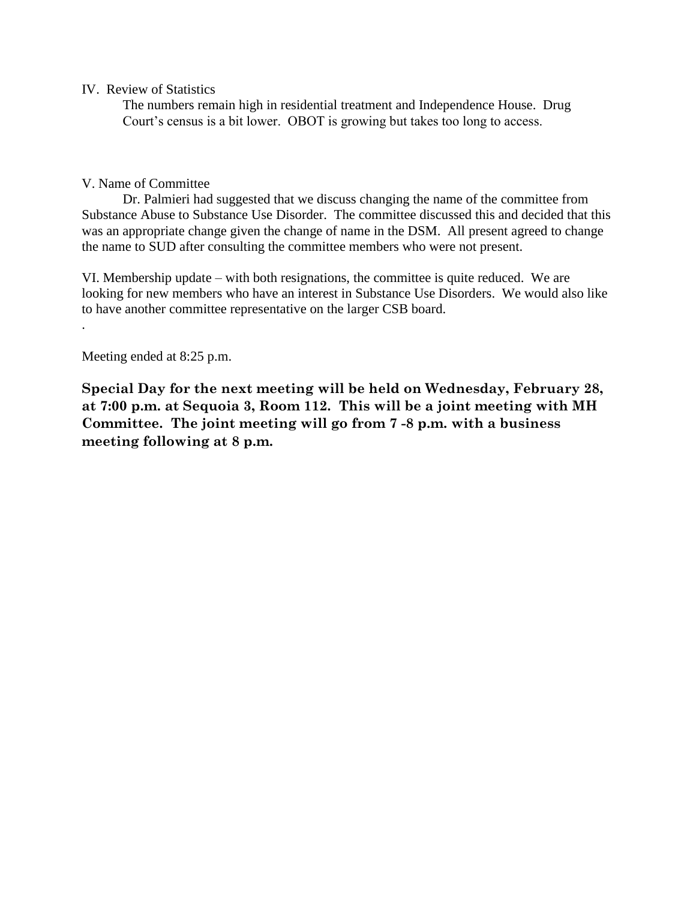IV. Review of Statistics

The numbers remain high in residential treatment and Independence House. Drug Court's census is a bit lower. OBOT is growing but takes too long to access.

V. Name of Committee

Dr. Palmieri had suggested that we discuss changing the name of the committee from Substance Abuse to Substance Use Disorder. The committee discussed this and decided that this was an appropriate change given the change of name in the DSM. All present agreed to change the name to SUD after consulting the committee members who were not present.

VI. Membership update – with both resignations, the committee is quite reduced. We are looking for new members who have an interest in Substance Use Disorders. We would also like to have another committee representative on the larger CSB board.

.

Meeting ended at 8:25 p.m.

**Special Day for the next meeting will be held on Wednesday, February 28, at 7:00 p.m. at Sequoia 3, Room 112. This will be a joint meeting with MH Committee. The joint meeting will go from 7 -8 p.m. with a business meeting following at 8 p.m.**